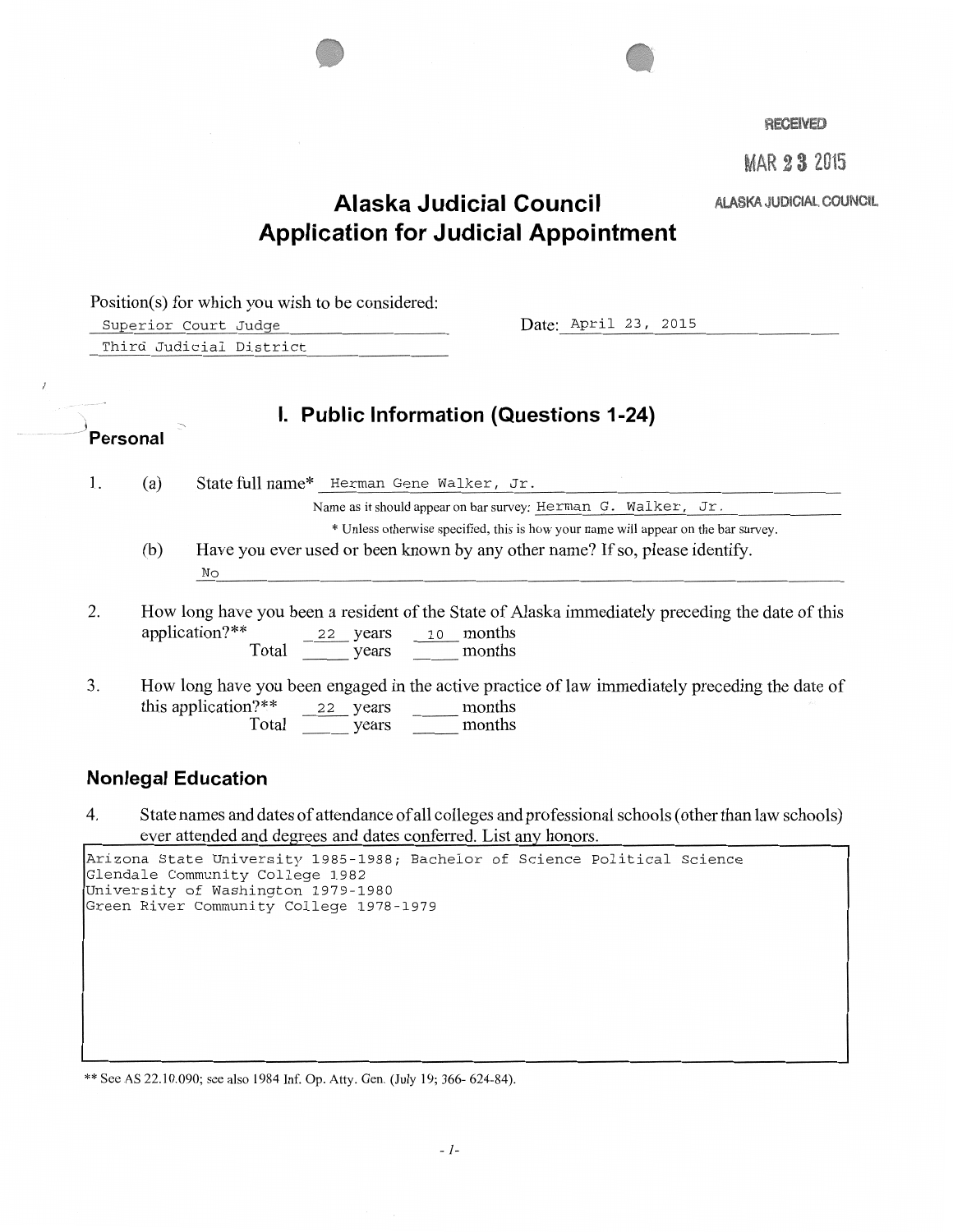RECEIVED

MAR 23 2015

ALASKA JUDICIAL COUNCIL

# Alaska Judicial Council
# Application for Judicial Appointment

Position(s) for which you wish to be considered:
Superior Court Judge
Third Judicial District

Date: April 23, 2015

## I. Public Information (Questions 1-24)

### Personal

1. (a) State full name* Herman Gene Walker, Jr.

   Name as it should appear on bar survey: Herman G. Walker, Jr.

   * Unless otherwise specified, this is how your name will appear on the bar survey.

   (b) Have you ever used or been known by any other name? If so, please identify.

   No

2. How long have you been a resident of the State of Alaska immediately preceding the date of this application?**
   22 years 10 months
   Total ____ years ____ months

3. How long have you been engaged in the active practice of law immediately preceding the date of this application?**
   22 years ____ months
   Total ____ years ____ months

### Nonlegal Education

4. State names and dates of attendance of all colleges and professional schools (other than law schools) ever attended and degrees and dates conferred. List any honors.

```
Arizona State University 1985-1988; Bachelor of Science Political Science
Glendale Community College 1982
University of Washington 1979-1980
Green River Community College 1978-1979
```

** See AS 22.10.090; see also 1984 Inf. Op. Atty. Gen. (July 19; 366- 624-84).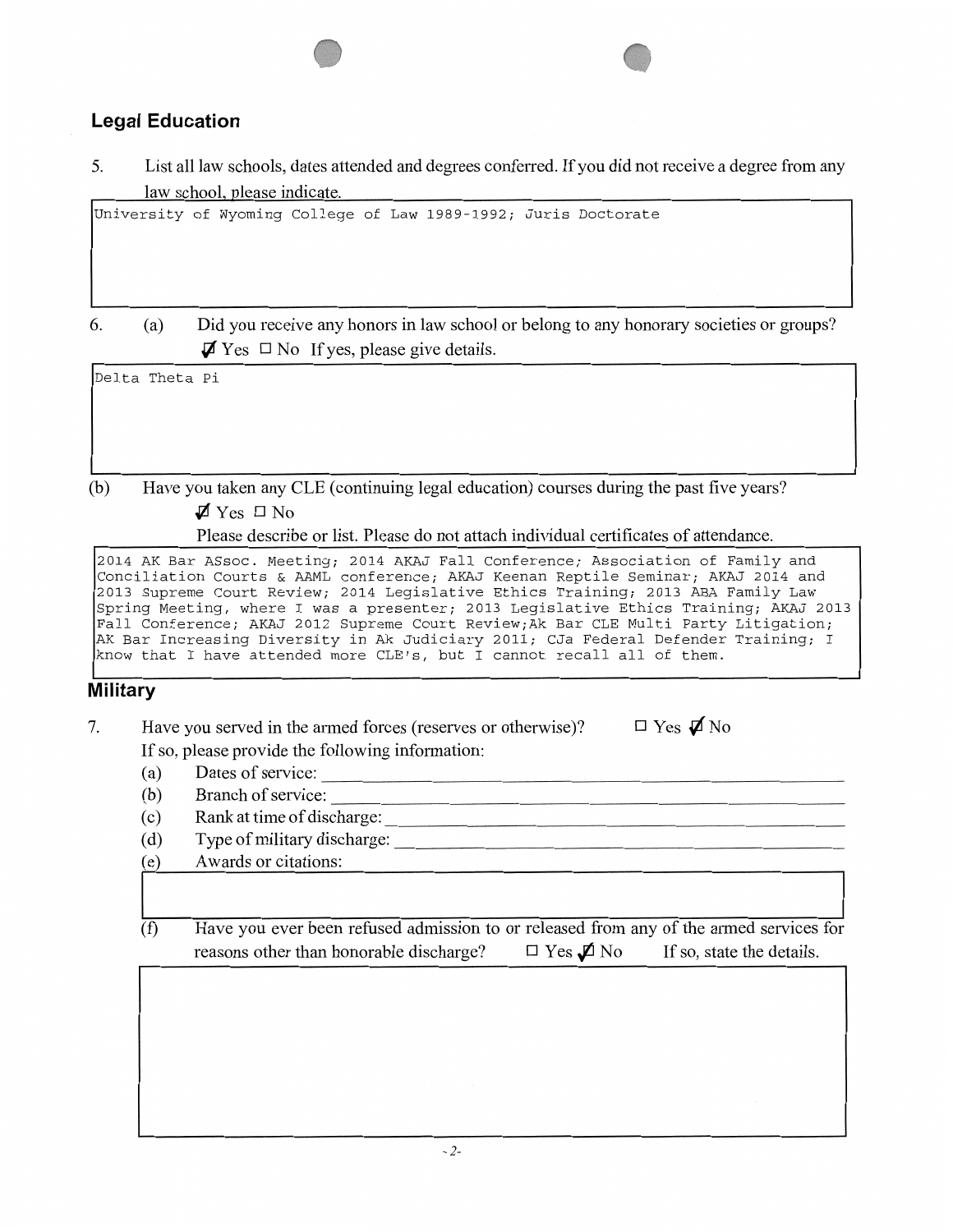## Legal Education

5. List all law schools, dates attended and degrees conferred. If you did not receive a degree from any law school, please indicate.

University of Wyoming College of Law 1989-1992; Juris Doctorate

6. (a) Did you receive any honors in law school or belong to any honorary societies or groups?
☑ Yes ☐ No If yes, please give details.

Delta Theta Pi

(b) Have you taken any CLE (continuing legal education) courses during the past five years?
☑ Yes ☐ No
Please describe or list. Please do not attach individual certificates of attendance.

2014 AK Bar ASsoc. Meeting; 2014 AKAJ Fall Conference; Association of Family and Conciliation Courts & AAML conference; AKAJ Keenan Reptile Seminar; AKAJ 2014 and 2013 Supreme Court Review; 2014 Legislative Ethics Training; 2013 ABA Family Law Spring Meeting, where I was a presenter; 2013 Legislative Ethics Training; AKAJ 2013 Fall Conference; AKAJ 2012 Supreme Court Review;Ak Bar CLE Multi Party Litigation; AK Bar Increasing Diversity in Ak Judiciary 2011; CJa Federal Defender Training; I know that I have attended more CLE's, but I cannot recall all of them.

## Military

7. Have you served in the armed forces (reserves or otherwise)? ☐ Yes ☑ No
If so, please provide the following information:
   (a) Dates of service:
   (b) Branch of service:
   (c) Rank at time of discharge:
   (d) Type of military discharge:
   (e) Awards or citations:
   (f) Have you ever been refused admission to or released from any of the armed services for reasons other than honorable discharge? ☐ Yes ☑ No If so, state the details.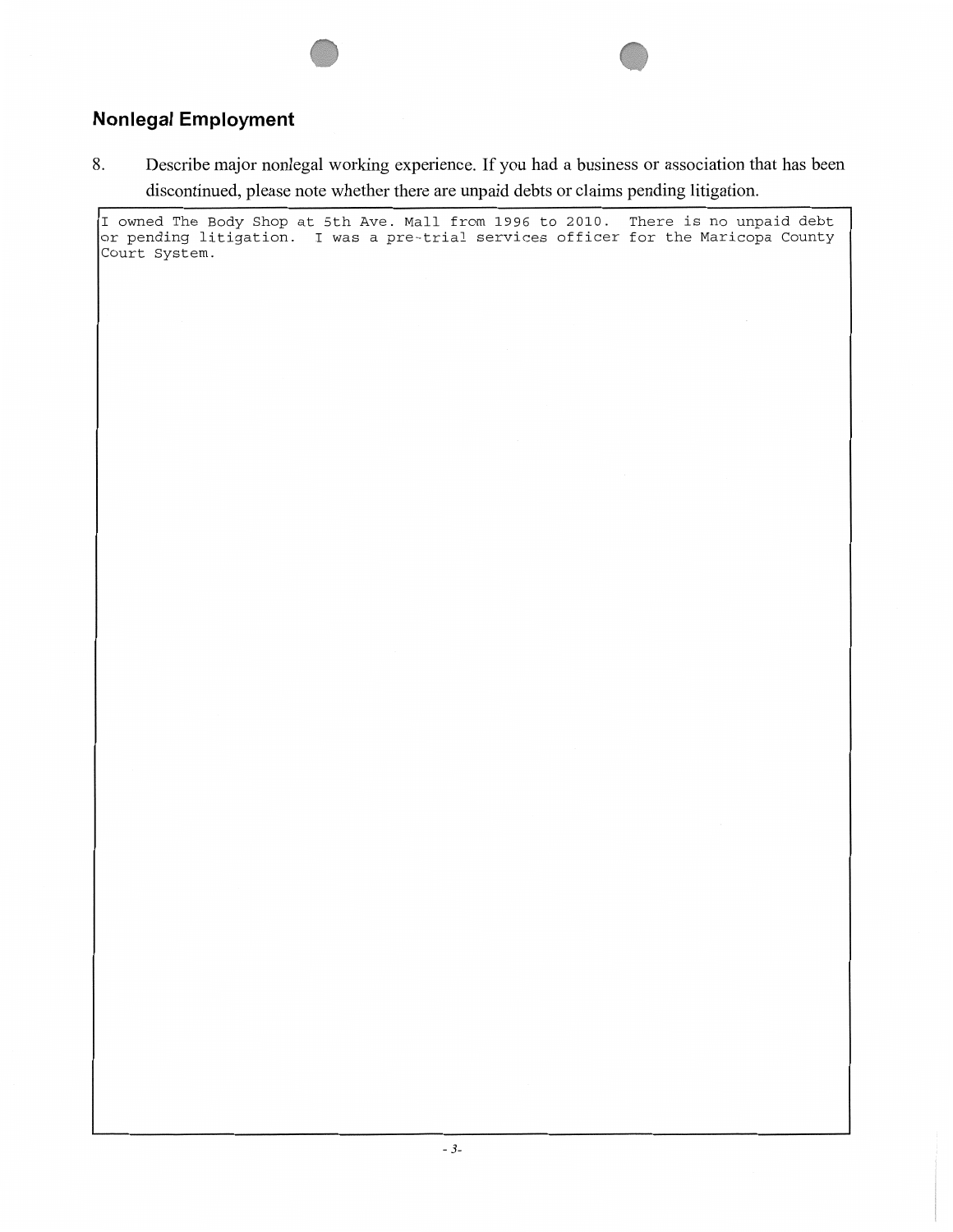## Nonlegal Employment

8. Describe major nonlegal working experience. If you had a business or association that has been discontinued, please note whether there are unpaid debts or claims pending litigation.

I owned The Body Shop at 5th Ave. Mall from 1996 to 2010. There is no unpaid debt or pending litigation. I was a pre-trial services officer for the Maricopa County Court System.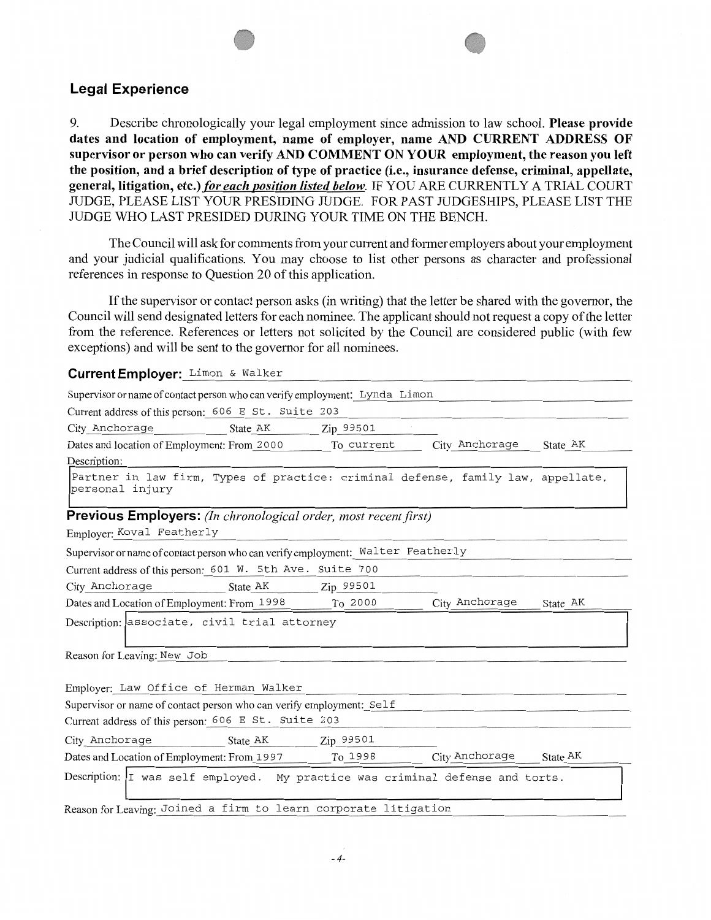## Legal Experience

9. Describe chronologically your legal employment since admission to law school. **Please provide dates and location of employment, name of employer, name AND CURRENT ADDRESS OF supervisor or person who can verify AND COMMENT ON YOUR employment, the reason you left the position, and a brief description of type of practice (i.e., insurance defense, criminal, appellate, general, litigation, etc.)** ***for each position listed below.*** IF YOU ARE CURRENTLY A TRIAL COURT JUDGE, PLEASE LIST YOUR PRESIDING JUDGE. FOR PAST JUDGESHIPS, PLEASE LIST THE JUDGE WHO LAST PRESIDED DURING YOUR TIME ON THE BENCH.

The Council will ask for comments from your current and former employers about your employment and your judicial qualifications. You may choose to list other persons as character and professional references in response to Question 20 of this application.

If the supervisor or contact person asks (in writing) that the letter be shared with the governor, the Council will send designated letters for each nominee. The applicant should not request a copy of the letter from the reference. References or letters not solicited by the Council are considered public (with few exceptions) and will be sent to the governor for all nominees.

### Current Employer: Limon & Walker

Supervisor or name of contact person who can verify employment: Lynda Limon

Current address of this person: 606 E St. Suite 203

City Anchorage State AK Zip 99501

Dates and location of Employment: From 2000 To current City Anchorage State AK

Description:

Partner in law firm, Types of practice: criminal defense, family law, appellate, personal injury

### Previous Employers: *(In chronological order, most recent first)*

Employer: Koval Featherly

Supervisor or name of contact person who can verify employment: Walter Featherly

Current address of this person: 601 W. 5th Ave. Suite 700

City Anchorage State AK Zip 99501

Dates and Location of Employment: From 1998 To 2000 City Anchorage State AK

Description: associate, civil trial attorney

Reason for Leaving: New Job

Employer: Law Office of Herman Walker

Supervisor or name of contact person who can verify employment: Self

Current address of this person: 606 E St. Suite 203

City Anchorage State AK Zip 99501

Dates and Location of Employment: From 1997 To 1998 City Anchorage State AK

Description: I was self employed. My practice was criminal defense and torts.

Reason for Leaving: Joined a firm to learn corporate litigation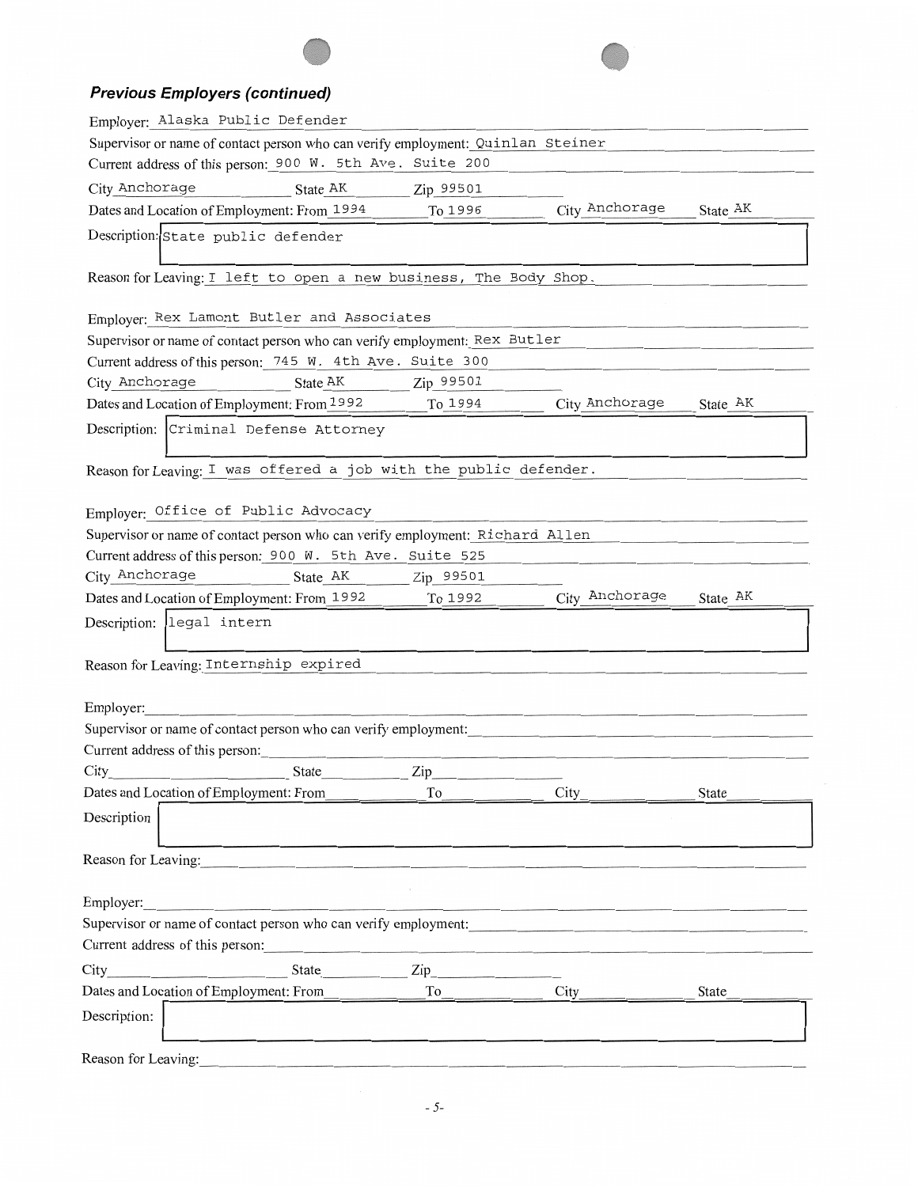### *Previous Employers (continued)*

Employer: Alaska Public Defender

Supervisor or name of contact person who can verify employment: Quinlan Steiner

Current address of this person: 900 W. 5th Ave. Suite 200

City Anchorage State AK Zip 99501

Dates and Location of Employment: From 1994 To 1996 City Anchorage State AK

Description: State public defender

Reason for Leaving: I left to open a new business, The Body Shop.

Employer: Rex Lamont Butler and Associates

Supervisor or name of contact person who can verify employment: Rex Butler

Current address of this person: 745 W. 4th Ave. Suite 300

City Anchorage State AK Zip 99501

Dates and Location of Employment: From 1992 To 1994 City Anchorage State AK

Description: Criminal Defense Attorney

Reason for Leaving: I was offered a job with the public defender.

Employer: Office of Public Advocacy

Supervisor or name of contact person who can verify employment: Richard Allen

Current address of this person: 900 W. 5th Ave. Suite 525

City Anchorage State AK Zip 99501

Dates and Location of Employment: From 1992 To 1992 City Anchorage State AK

Description: legal intern

Reason for Leaving: Internship expired

Employer:

Supervisor or name of contact person who can verify employment:

Current address of this person:

City State Zip

Dates and Location of Employment: From To City State

Description

Reason for Leaving:

Employer:

Supervisor or name of contact person who can verify employment:

Current address of this person:

City State Zip

Dates and Location of Employment: From To City State

Description:

Reason for Leaving: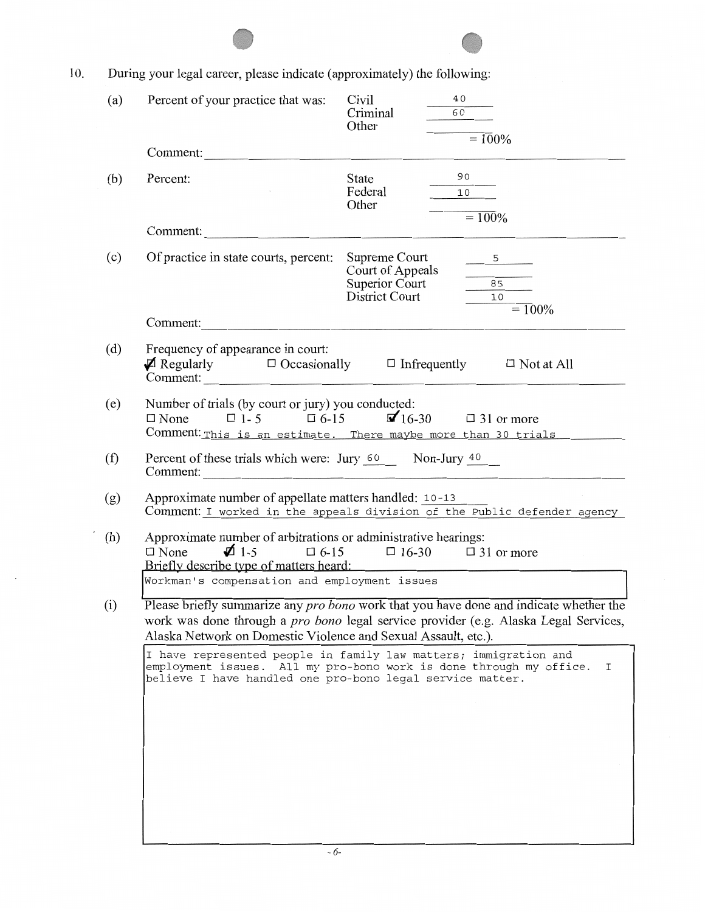10. During your legal career, please indicate (approximately) the following:

(a) Percent of your practice that was:

| | |
|---|---|
| Civil | 40 |
| Criminal | 60 |
| Other | |
| | = 100% |

Comment:

(b) Percent:

| | |
|---|---|
| State | 90 |
| Federal | 10 |
| Other | |
| | = 100% |

Comment:

(c) Of practice in state courts, percent:

| | |
|---|---|
| Supreme Court | 5 |
| Court of Appeals | |
| Superior Court | 85 |
| District Court | 10 |
| | = 100% |

Comment:

(d) Frequency of appearance in court:

☑ Regularly ☐ Occasionally ☐ Infrequently ☐ Not at All

Comment:

(e) Number of trials (by court or jury) you conducted:

☐ None ☐ 1-5 ☐ 6-15 ☑ 16-30 ☐ 31 or more

Comment: This is an estimate. There maybe more than 30 trials

(f) Percent of these trials which were: Jury 60 Non-Jury 40

Comment:

(g) Approximate number of appellate matters handled: 10-13

Comment: I worked in the appeals division of the Public defender agency

(h) Approximate number of arbitrations or administrative hearings:

☐ None ☑ 1-5 ☐ 6-15 ☐ 16-30 ☐ 31 or more

Briefly describe type of matters heard:

Workman's compensation and employment issues

(i) Please briefly summarize any *pro bono* work that you have done and indicate whether the work was done through a *pro bono* legal service provider (e.g. Alaska Legal Services, Alaska Network on Domestic Violence and Sexual Assault, etc.).

I have represented people in family law matters; immigration and employment issues. All my pro-bono work is done through my office. I believe I have handled one pro-bono legal service matter.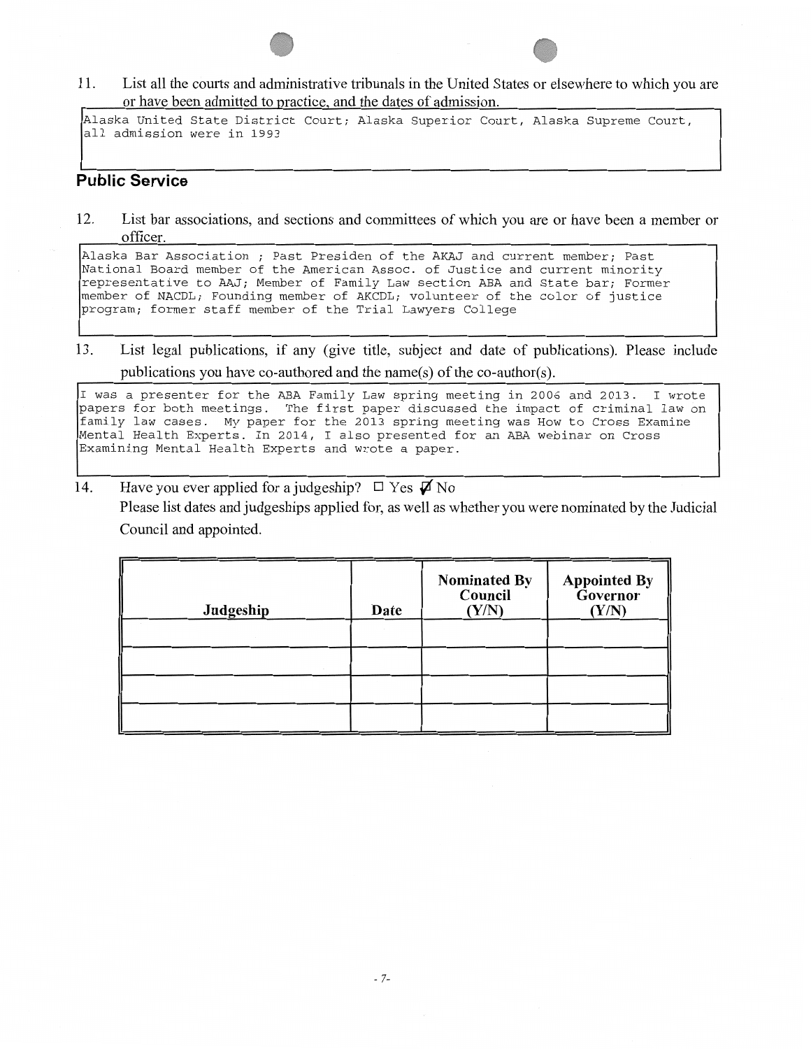11. List all the courts and administrative tribunals in the United States or elsewhere to which you are or have been admitted to practice, and the dates of admission.

Alaska United State District Court; Alaska Superior Court, Alaska Supreme Court, all admission were in 1993

## Public Service

12. List bar associations, and sections and committees of which you are or have been a member or officer.

Alaska Bar Association ; Past Presiden of the AKAJ and current member; Past National Board member of the American Assoc. of Justice and current minority representative to AAJ; Member of Family Law section ABA and State bar; Former member of NACDL; Founding member of AKCDL; volunteer of the color of justice program; former staff member of the Trial Lawyers College

13. List legal publications, if any (give title, subject and date of publications). Please include publications you have co-authored and the name(s) of the co-author(s).

I was a presenter for the ABA Family Law spring meeting in 2006 and 2013. I wrote papers for both meetings. The first paper discussed the impact of criminal law on family law cases. My paper for the 2013 spring meeting was How to Cross Examine Mental Health Experts. In 2014, I also presented for an ABA webinar on Cross Examining Mental Health Experts and wrote a paper.

14. Have you ever applied for a judgeship? ☐ Yes ☑ No

Please list dates and judgeships applied for, as well as whether you were nominated by the Judicial Council and appointed.

| Judgeship | Date | Nominated By Council (Y/N) | Appointed By Governor (Y/N) |
|---|---|---|---|
| | | | |
| | | | |
| | | | |
| | | | |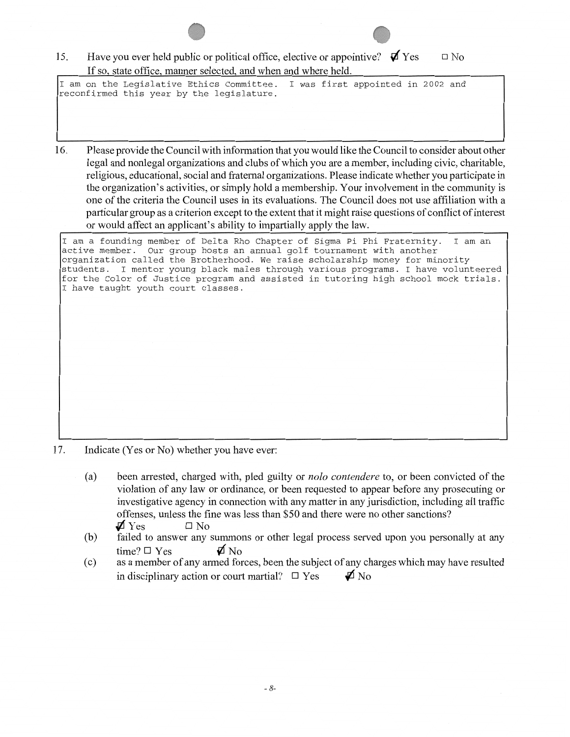15. Have you ever held public or political office, elective or appointive? ☑ Yes ☐ No
If so, state office, manner selected, and when and where held.

I am on the Legislative Ethics Committee. I was first appointed in 2002 and reconfirmed this year by the legislature.

16. Please provide the Council with information that you would like the Council to consider about other legal and nonlegal organizations and clubs of which you are a member, including civic, charitable, religious, educational, social and fraternal organizations. Please indicate whether you participate in the organization's activities, or simply hold a membership. Your involvement in the community is one of the criteria the Council uses in its evaluations. The Council does not use affiliation with a particular group as a criterion except to the extent that it might raise questions of conflict of interest or would affect an applicant's ability to impartially apply the law.

I am a founding member of Delta Rho Chapter of Sigma Pi Phi Fraternity. I am an active member. Our group hosts an annual golf tournament with another organization called the Brotherhood. We raise scholarship money for minority students. I mentor young black males through various programs. I have volunteered for the Color of Justice program and assisted in tutoring high school mock trials. I have taught youth court classes.

17. Indicate (Yes or No) whether you have ever:

(a) been arrested, charged with, pled guilty or *nolo contendere* to, or been convicted of the violation of any law or ordinance, or been requested to appear before any prosecuting or investigative agency in connection with any matter in any jurisdiction, including all traffic offenses, unless the fine was less than $50 and there were no other sanctions?
☑ Yes ☐ No

(b) failed to answer any summons or other legal process served upon you personally at any time? ☐ Yes ☑ No

(c) as a member of any armed forces, been the subject of any charges which may have resulted in disciplinary action or court martial? ☐ Yes ☑ No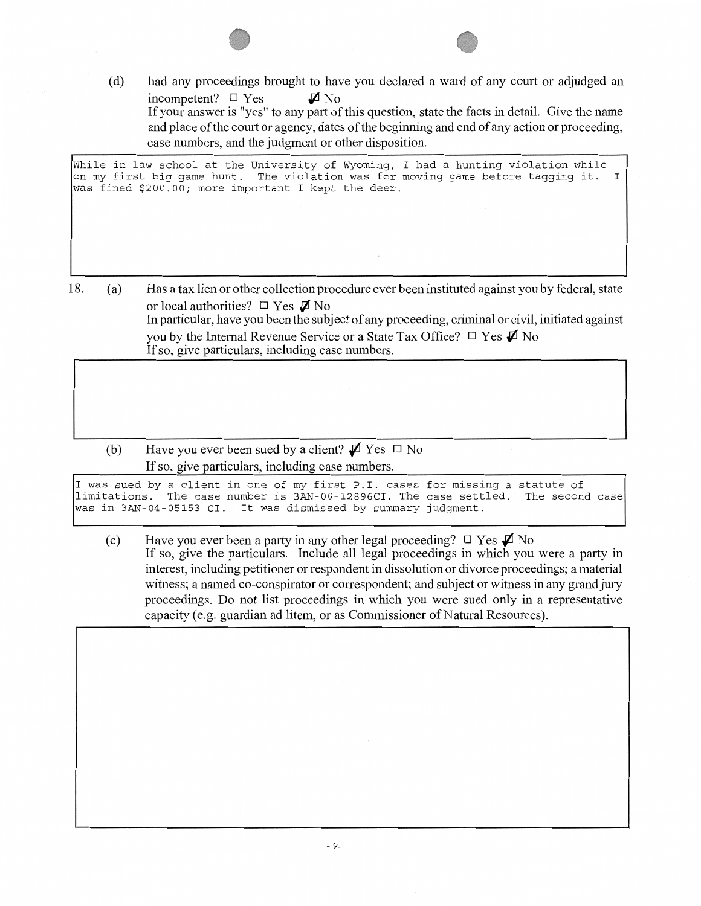(d) had any proceedings brought to have you declared a ward of any court or adjudged an incompetent? ☐ Yes ☑ No

If your answer is "yes" to any part of this question, state the facts in detail. Give the name and place of the court or agency, dates of the beginning and end of any action or proceeding, case numbers, and the judgment or other disposition.

> While in law school at the University of Wyoming, I had a hunting violation while on my first big game hunt. The violation was for moving game before tagging it. I was fined $200.00; more important I kept the deer.

18. (a) Has a tax lien or other collection procedure ever been instituted against you by federal, state or local authorities? ☐ Yes ☑ No

In particular, have you been the subject of any proceeding, criminal or civil, initiated against you by the Internal Revenue Service or a State Tax Office? ☐ Yes ☑ No

If so, give particulars, including case numbers.

(b) Have you ever been sued by a client? ☑ Yes ☐ No

If so, give particulars, including case numbers.

> I was sued by a client in one of my first P.I. cases for missing a statute of limitations. The case number is 3AN-00-12896CI. The case settled. The second case was in 3AN-04-05153 CI. It was dismissed by summary judgment.

(c) Have you ever been a party in any other legal proceeding? ☐ Yes ☑ No

If so, give the particulars. Include all legal proceedings in which you were a party in interest, including petitioner or respondent in dissolution or divorce proceedings; a material witness; a named co-conspirator or correspondent; and subject or witness in any grand jury proceedings. Do not list proceedings in which you were sued only in a representative capacity (e.g. guardian ad litem, or as Commissioner of Natural Resources).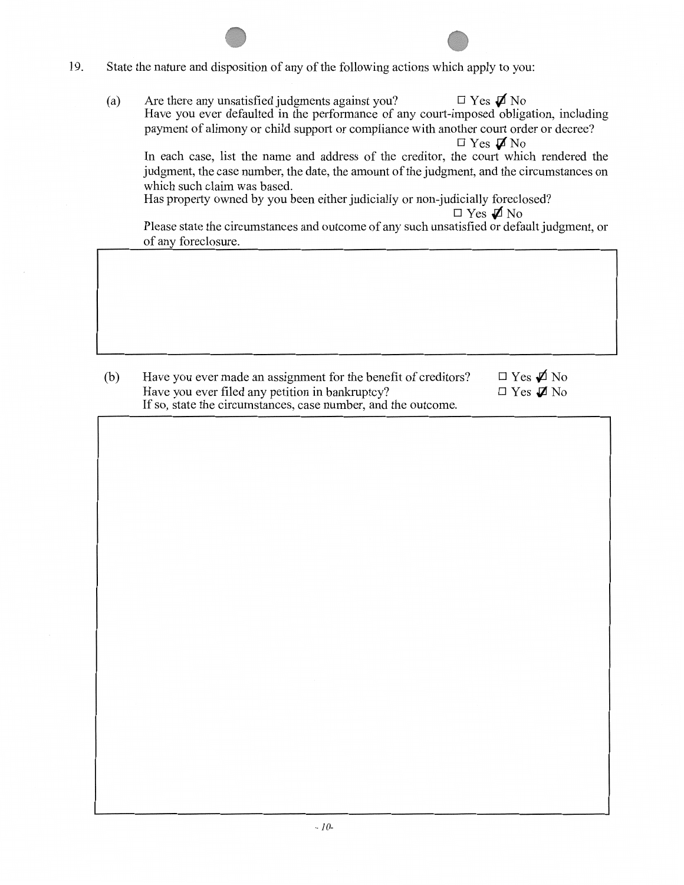19. State the nature and disposition of any of the following actions which apply to you:

(a) Are there any unsatisfied judgments against you? ☐ Yes ☑ No

Have you ever defaulted in the performance of any court-imposed obligation, including payment of alimony or child support or compliance with another court order or decree? ☐ Yes ☑ No

In each case, list the name and address of the creditor, the court which rendered the judgment, the case number, the date, the amount of the judgment, and the circumstances on which such claim was based.

Has property owned by you been either judicially or non-judicially foreclosed? ☐ Yes ☑ No

Please state the circumstances and outcome of any such unsatisfied or default judgment, or of any foreclosure.

(b) Have you ever made an assignment for the benefit of creditors? ☐ Yes ☑ No

Have you ever filed any petition in bankruptcy? ☐ Yes ☑ No

If so, state the circumstances, case number, and the outcome.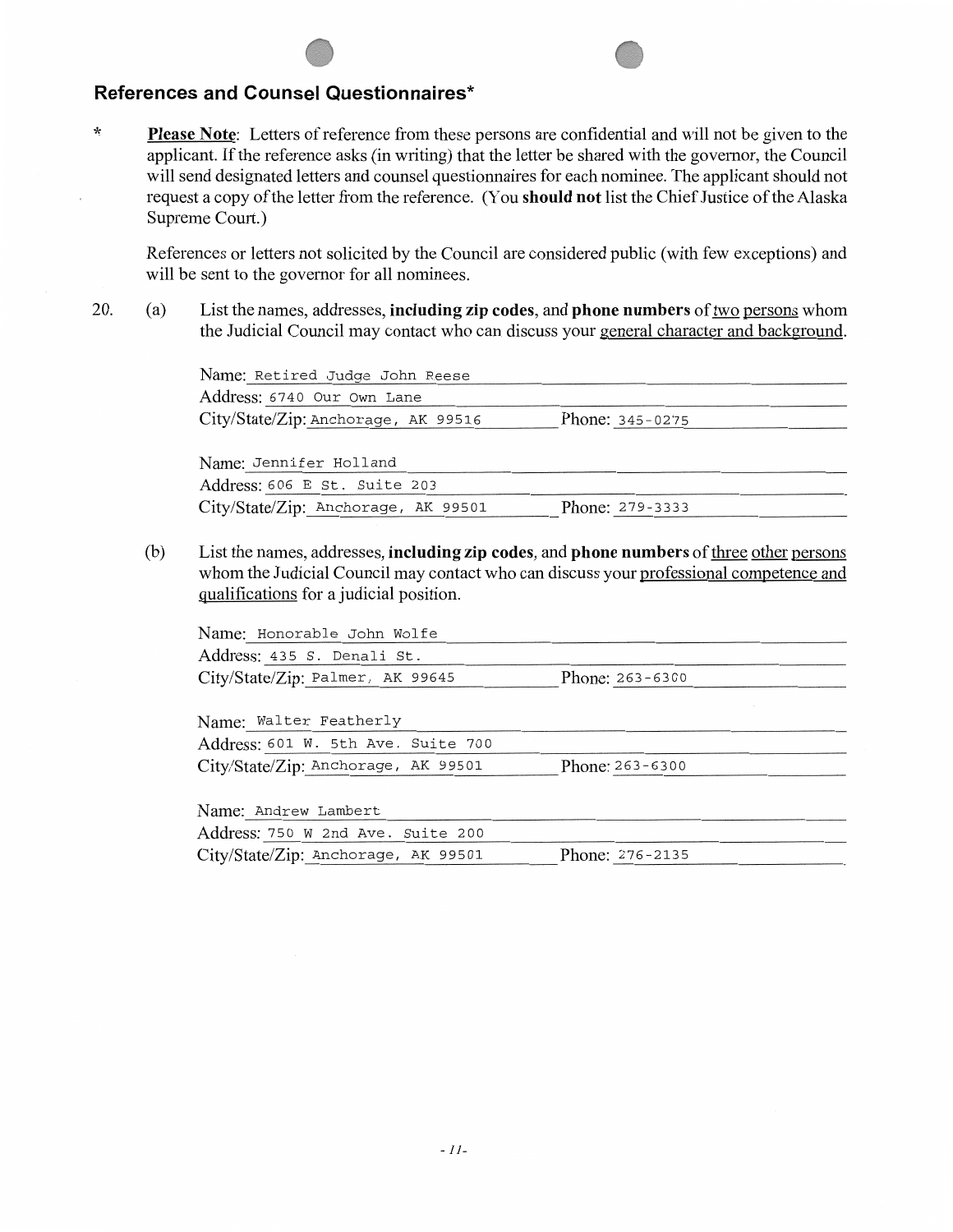## References and Counsel Questionnaires*

\* **Please Note**: Letters of reference from these persons are confidential and will not be given to the applicant. If the reference asks (in writing) that the letter be shared with the governor, the Council will send designated letters and counsel questionnaires for each nominee. The applicant should not request a copy of the letter from the reference. (You **should not** list the Chief Justice of the Alaska Supreme Court.)

References or letters not solicited by the Council are considered public (with few exceptions) and will be sent to the governor for all nominees.

20. (a) List the names, addresses, **including zip codes**, and **phone numbers** of two persons whom the Judicial Council may contact who can discuss your general character and background.

Name: Retired Judge John Reese
Address: 6740 Our Own Lane
City/State/Zip: Anchorage, AK 99516 Phone: 345-0275

Name: Jennifer Holland
Address: 606 E St. Suite 203
City/State/Zip: Anchorage, AK 99501 Phone: 279-3333

(b) List the names, addresses, **including zip codes**, and **phone numbers** of three other persons whom the Judicial Council may contact who can discuss your professional competence and qualifications for a judicial position.

Name: Honorable John Wolfe
Address: 435 S. Denali St.
City/State/Zip: Palmer, AK 99645 Phone: 263-6300

Name: Walter Featherly
Address: 601 W. 5th Ave. Suite 700
City/State/Zip: Anchorage, AK 99501 Phone: 263-6300

Name: Andrew Lambert
Address: 750 W 2nd Ave. Suite 200
City/State/Zip: Anchorage, AK 99501 Phone: 276-2135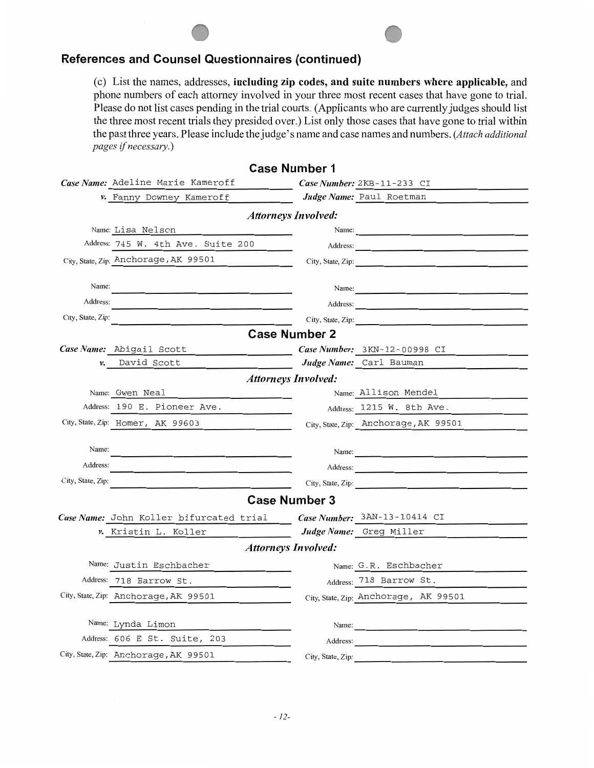## References and Counsel Questionnaires (continued)

(c) List the names, addresses, **including zip codes, and suite numbers where applicable,** and phone numbers of each attorney involved in your three most recent cases that have gone to trial. Please do not list cases pending in the trial courts. (Applicants who are currently judges should list the three most recent trials they presided over.) List only those cases that have gone to trial within the past three years. Please include the judge's name and case names and numbers. (*Attach additional pages if necessary.*)

### Case Number 1

***Case Name:*** Adeline Marie Kameroff
***v.*** Fanny Downey Kameroff

***Case Number:*** 2KB-11-233 CI
***Judge Name:*** Paul Roetman

***Attorneys Involved:***

| | |
|---|---|
| Name: Lisa Nelson | Name: |
| Address: 745 W. 4th Ave. Suite 200 | Address: |
| City, State, Zip: Anchorage, AK 99501 | City, State, Zip: |
| Name: | Name: |
| Address: | Address: |
| City, State, Zip: | City, State, Zip: |

### Case Number 2

***Case Name:*** Abigail Scott
***v.*** David Scott

***Case Number:*** 3KN-12-00998 CI
***Judge Name:*** Carl Bauman

***Attorneys Involved:***

| | |
|---|---|
| Name: Gwen Neal | Name: Allison Mendel |
| Address: 190 E. Pioneer Ave. | Address: 1215 W. 8th Ave. |
| City, State, Zip: Homer, AK 99603 | City, State, Zip: Anchorage, AK 99501 |
| Name: | Name: |
| Address: | Address: |
| City, State, Zip: | City, State, Zip: |

### Case Number 3

***Case Name:*** John Koller bifurcated trial
***v.*** Kristin L. Koller

***Case Number:*** 3AN-13-10414 CI
***Judge Name:*** Greg Miller

***Attorneys Involved:***

| | |
|---|---|
| Name: Justin Eschbacher | Name: G.R. Eschbacher |
| Address: 718 Barrow St. | Address: 718 Barrow St. |
| City, State, Zip: Anchorage, AK 99501 | City, State, Zip: Anchorage, AK 99501 |
| Name: Lynda Limon | Name: |
| Address: 606 E St. Suite, 203 | Address: |
| City, State, Zip: Anchorage, AK 99501 | City, State, Zip: |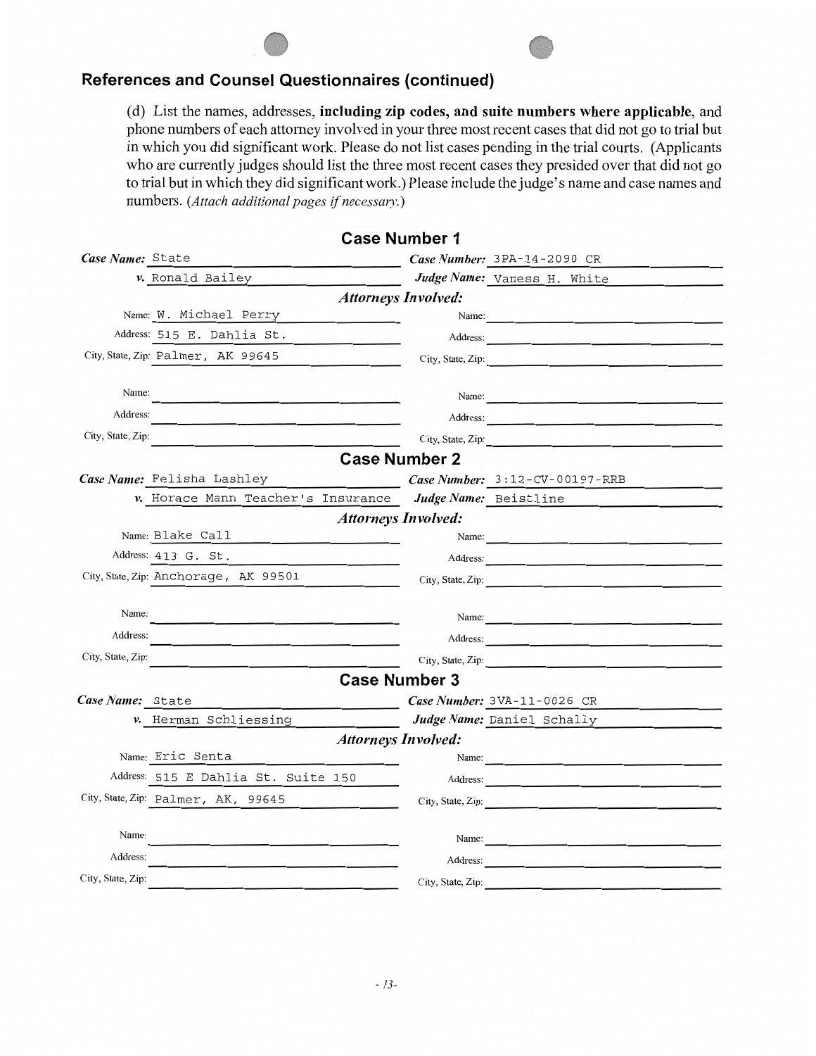## References and Counsel Questionnaires (continued)

(d) List the names, addresses, **including zip codes, and suite numbers where applicable**, and phone numbers of each attorney involved in your three most recent cases that did not go to trial but in which you did significant work. Please do not list cases pending in the trial courts. (Applicants who are currently judges should list the three most recent cases they presided over that did not go to trial but in which they did significant work.) Please include the judge's name and case names and numbers. *(Attach additional pages if necessary.)*

### Case Number 1

***Case Name:*** State
***v.*** Ronald Bailey
***Case Number:*** 3PA-14-2090 CR
***Judge Name:*** Vaness H. White

*Attorneys Involved:*

| | |
|---|---|
| Name: W. Michael Perry | Name: |
| Address: 515 E. Dahlia St. | Address: |
| City, State, Zip: Palmer, AK 99645 | City, State, Zip: |
| Name: | Name: |
| Address: | Address: |
| City, State, Zip: | City, State, Zip: |

### Case Number 2

***Case Name:*** Felisha Lashley
***v.*** Horace Mann Teacher's Insurance
***Case Number:*** 3:12-CV-00197-RRB
***Judge Name:*** Beistline

*Attorneys Involved:*

| | |
|---|---|
| Name: Blake Call | Name: |
| Address: 413 G. St. | Address: |
| City, State, Zip: Anchorage, AK 99501 | City, State, Zip: |
| Name: | Name: |
| Address: | Address: |
| City, State, Zip: | City, State, Zip: |

### Case Number 3

***Case Name:*** State
***v.*** Herman Schliessing
***Case Number:*** 3VA-11-0026 CR
***Judge Name:*** Daniel Schally

*Attorneys Involved:*

| | |
|---|---|
| Name: Eric Senta | Name: |
| Address: 515 E Dahlia St. Suite 150 | Address: |
| City, State, Zip: Palmer, AK, 99645 | City, State, Zip: |
| Name: | Name: |
| Address: | Address: |
| City, State, Zip: | City, State, Zip: |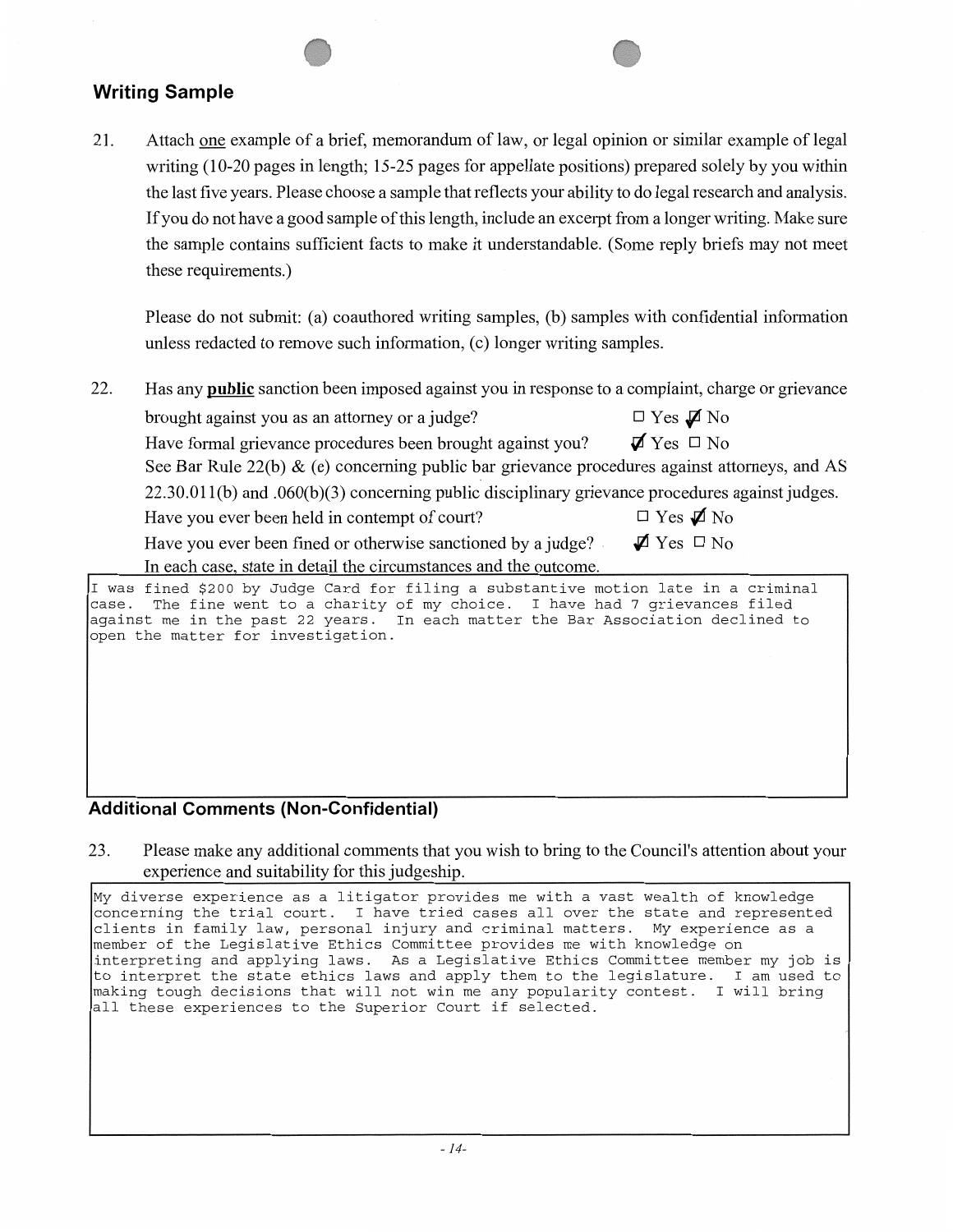## Writing Sample

21. Attach one example of a brief, memorandum of law, or legal opinion or similar example of legal writing (10-20 pages in length; 15-25 pages for appellate positions) prepared solely by you within the last five years. Please choose a sample that reflects your ability to do legal research and analysis. If you do not have a good sample of this length, include an excerpt from a longer writing. Make sure the sample contains sufficient facts to make it understandable. (Some reply briefs may not meet these requirements.)

    Please do not submit: (a) coauthored writing samples, (b) samples with confidential information unless redacted to remove such information, (c) longer writing samples.

22. Has any **public** sanction been imposed against you in response to a complaint, charge or grievance brought against you as an attorney or a judge? ☐ Yes ☑ No

    Have formal grievance procedures been brought against you? ☑ Yes ☐ No

    See Bar Rule 22(b) & (e) concerning public bar grievance procedures against attorneys, and AS 22.30.011(b) and .060(b)(3) concerning public disciplinary grievance procedures against judges.

    Have you ever been held in contempt of court? ☐ Yes ☑ No

    Have you ever been fined or otherwise sanctioned by a judge? ☑ Yes ☐ No

    In each case, state in detail the circumstances and the outcome.

I was fined $200 by Judge Card for filing a substantive motion late in a criminal case. The fine went to a charity of my choice. I have had 7 grievances filed against me in the past 22 years. In each matter the Bar Association declined to open the matter for investigation.

## Additional Comments (Non-Confidential)

23. Please make any additional comments that you wish to bring to the Council's attention about your experience and suitability for this judgeship.

My diverse experience as a litigator provides me with a vast wealth of knowledge concerning the trial court. I have tried cases all over the state and represented clients in family law, personal injury and criminal matters. My experience as a member of the Legislative Ethics Committee provides me with knowledge on interpreting and applying laws. As a Legislative Ethics Committee member my job is to interpret the state ethics laws and apply them to the legislature. I am used to making tough decisions that will not win me any popularity contest. I will bring all these experiences to the Superior Court if selected.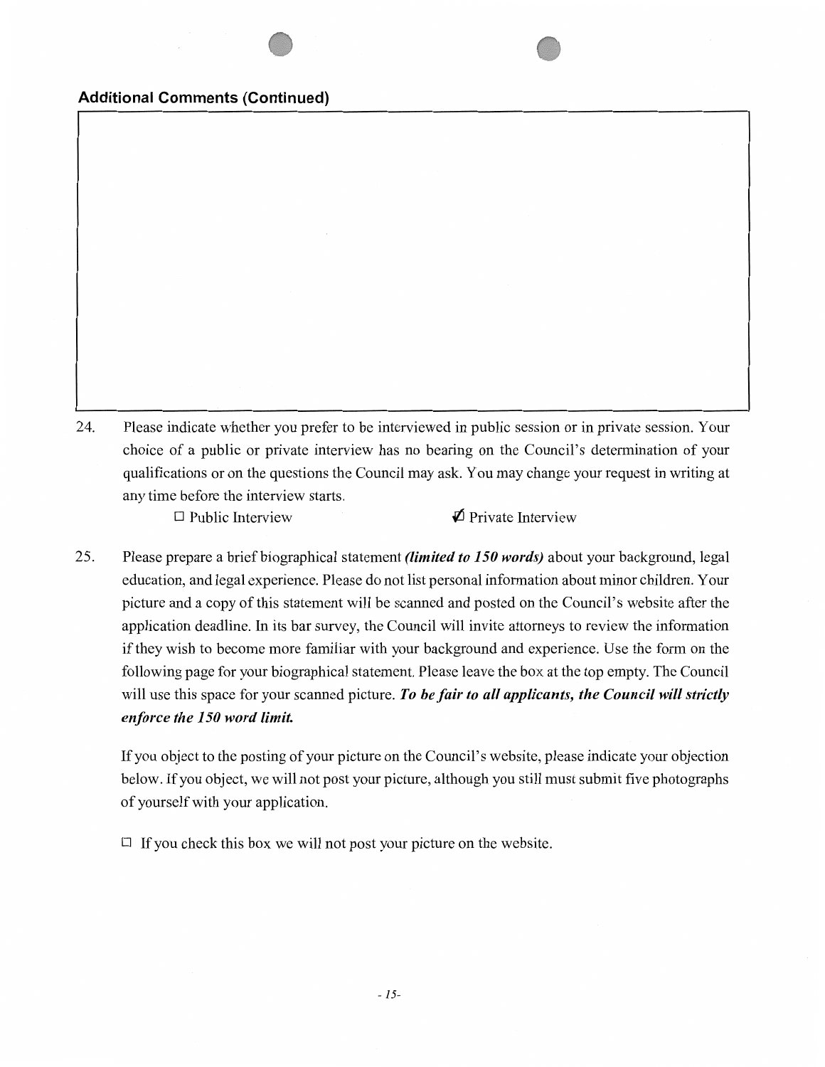## Additional Comments (Continued)

24. Please indicate whether you prefer to be interviewed in public session or in private session. Your choice of a public or private interview has no bearing on the Council's determination of your qualifications or on the questions the Council may ask. You may change your request in writing at any time before the interview starts.

    ☐ Public Interview ☑ Private Interview

25. Please prepare a brief biographical statement ***(limited to 150 words)*** about your background, legal education, and legal experience. Please do not list personal information about minor children. Your picture and a copy of this statement will be scanned and posted on the Council's website after the application deadline. In its bar survey, the Council will invite attorneys to review the information if they wish to become more familiar with your background and experience. Use the form on the following page for your biographical statement. Please leave the box at the top empty. The Council will use this space for your scanned picture. ***To be fair to all applicants, the Council will strictly enforce the 150 word limit.***

    If you object to the posting of your picture on the Council's website, please indicate your objection below. If you object, we will not post your picture, although you still must submit five photographs of yourself with your application.

    ☐ If you check this box we will not post your picture on the website.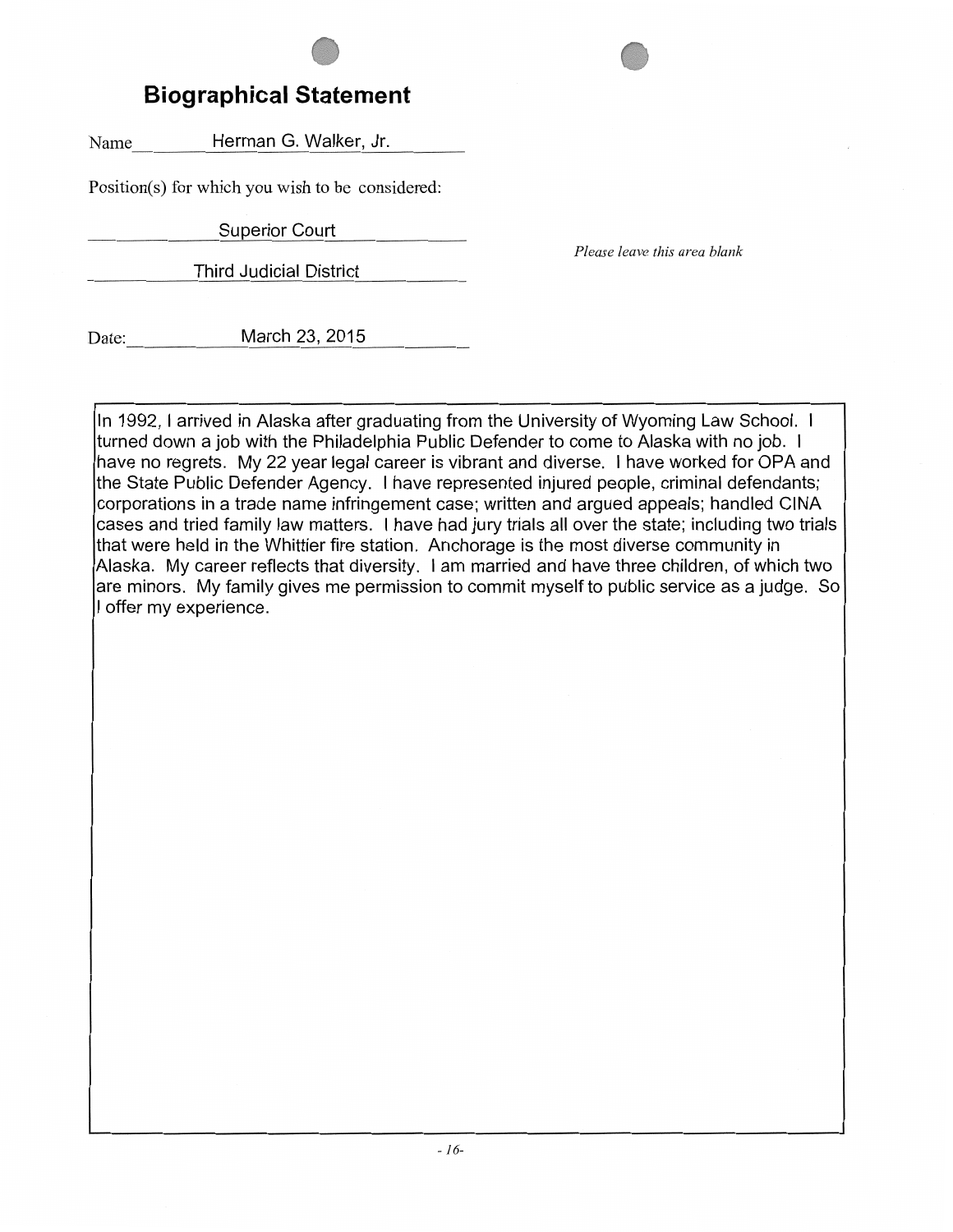# Biographical Statement

Name Herman G. Walker, Jr.

Position(s) for which you wish to be considered:

Superior Court

Third Judicial District

*Please leave this area blank*

Date: March 23, 2015

In 1992, I arrived in Alaska after graduating from the University of Wyoming Law School. I turned down a job with the Philadelphia Public Defender to come to Alaska with no job. I have no regrets. My 22 year legal career is vibrant and diverse. I have worked for OPA and the State Public Defender Agency. I have represented injured people, criminal defendants; corporations in a trade name infringement case; written and argued appeals; handled CINA cases and tried family law matters. I have had jury trials all over the state; including two trials that were held in the Whittier fire station. Anchorage is the most diverse community in Alaska. My career reflects that diversity. I am married and have three children, of which two are minors. My family gives me permission to commit myself to public service as a judge. So I offer my experience.